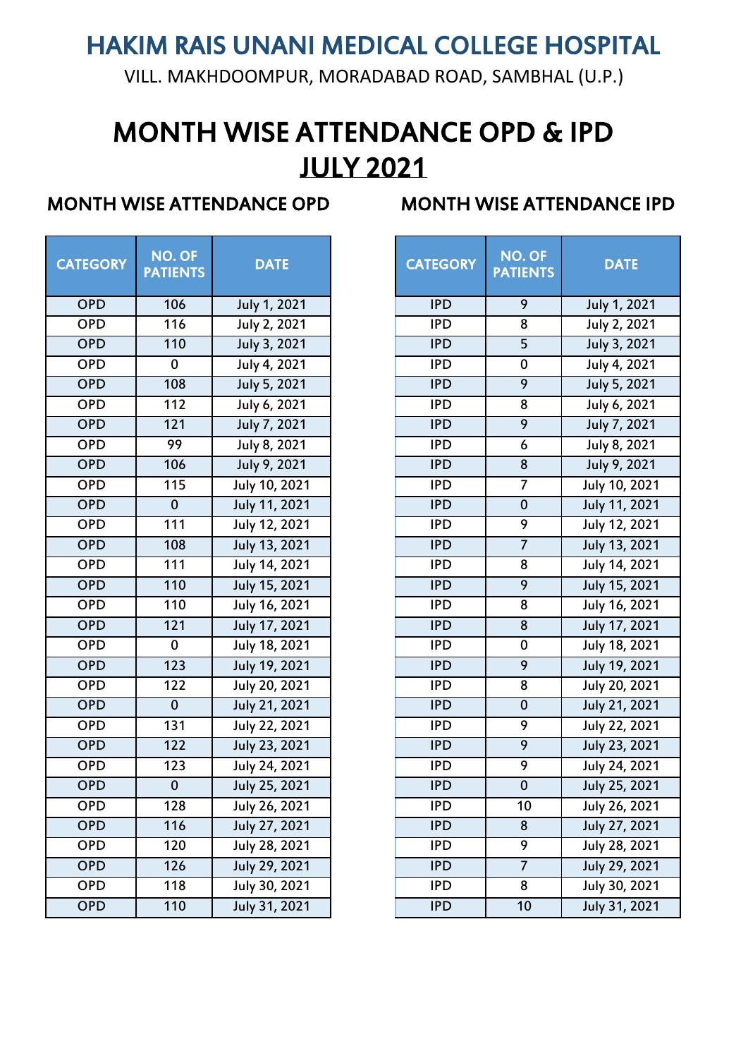# HAKIM RAIS UNANI MEDICAL COLLEGE HOSPITAL

VILL. MAKHDOOMPUR, MORADABAD ROAD, SAMBHAL (U.P.)

# MONTH WISE ATTENDANCE OPD & IPD

## JULY 2021

### MONTH WISE ATTENDANCE OPD

| CATEGORY | NO. OF PATIENTS | DATE |
|---|---|---|
| OPD | 106 | July 1, 2021 |
| OPD | 116 | July 2, 2021 |
| OPD | 110 | July 3, 2021 |
| OPD | 0 | July 4, 2021 |
| OPD | 108 | July 5, 2021 |
| OPD | 112 | July 6, 2021 |
| OPD | 121 | July 7, 2021 |
| OPD | 99 | July 8, 2021 |
| OPD | 106 | July 9, 2021 |
| OPD | 115 | July 10, 2021 |
| OPD | 0 | July 11, 2021 |
| OPD | 111 | July 12, 2021 |
| OPD | 108 | July 13, 2021 |
| OPD | 111 | July 14, 2021 |
| OPD | 110 | July 15, 2021 |
| OPD | 110 | July 16, 2021 |
| OPD | 121 | July 17, 2021 |
| OPD | 0 | July 18, 2021 |
| OPD | 123 | July 19, 2021 |
| OPD | 122 | July 20, 2021 |
| OPD | 0 | July 21, 2021 |
| OPD | 131 | July 22, 2021 |
| OPD | 122 | July 23, 2021 |
| OPD | 123 | July 24, 2021 |
| OPD | 0 | July 25, 2021 |
| OPD | 128 | July 26, 2021 |
| OPD | 116 | July 27, 2021 |
| OPD | 120 | July 28, 2021 |
| OPD | 126 | July 29, 2021 |
| OPD | 118 | July 30, 2021 |
| OPD | 110 | July 31, 2021 |

### MONTH WISE ATTENDANCE IPD

| CATEGORY | NO. OF PATIENTS | DATE |
|---|---|---|
| IPD | 9 | July 1, 2021 |
| IPD | 8 | July 2, 2021 |
| IPD | 5 | July 3, 2021 |
| IPD | 0 | July 4, 2021 |
| IPD | 9 | July 5, 2021 |
| IPD | 8 | July 6, 2021 |
| IPD | 9 | July 7, 2021 |
| IPD | 6 | July 8, 2021 |
| IPD | 8 | July 9, 2021 |
| IPD | 7 | July 10, 2021 |
| IPD | 0 | July 11, 2021 |
| IPD | 9 | July 12, 2021 |
| IPD | 7 | July 13, 2021 |
| IPD | 8 | July 14, 2021 |
| IPD | 9 | July 15, 2021 |
| IPD | 8 | July 16, 2021 |
| IPD | 8 | July 17, 2021 |
| IPD | 0 | July 18, 2021 |
| IPD | 9 | July 19, 2021 |
| IPD | 8 | July 20, 2021 |
| IPD | 0 | July 21, 2021 |
| IPD | 9 | July 22, 2021 |
| IPD | 9 | July 23, 2021 |
| IPD | 9 | July 24, 2021 |
| IPD | 0 | July 25, 2021 |
| IPD | 10 | July 26, 2021 |
| IPD | 8 | July 27, 2021 |
| IPD | 9 | July 28, 2021 |
| IPD | 7 | July 29, 2021 |
| IPD | 8 | July 30, 2021 |
| IPD | 10 | July 31, 2021 |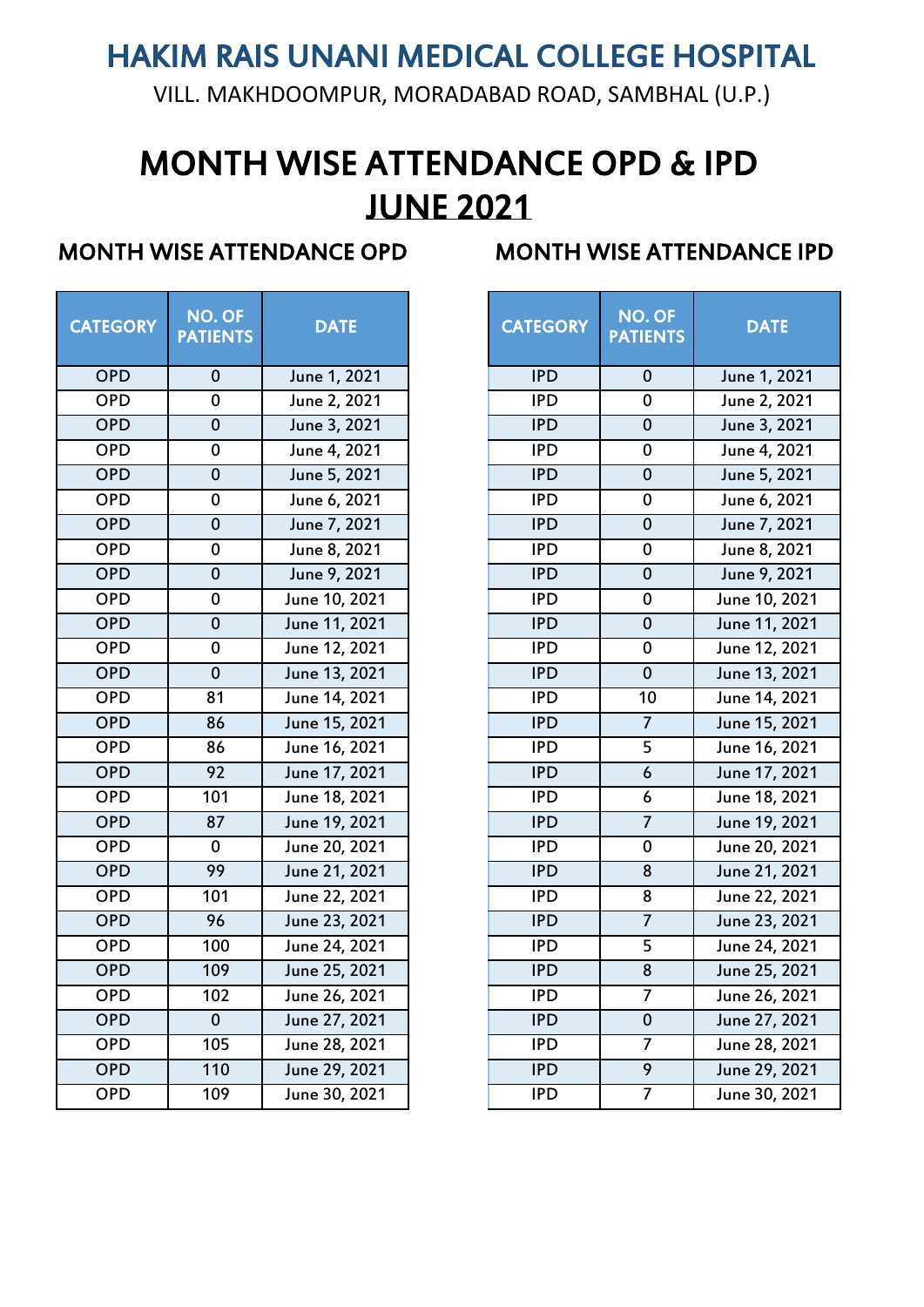# HAKIM RAIS UNANI MEDICAL COLLEGE HOSPITAL

VILL. MAKHDOOMPUR, MORADABAD ROAD, SAMBHAL (U.P.)

# MONTH WISE ATTENDANCE OPD & IPD

## JUNE 2021

### MONTH WISE ATTENDANCE OPD

| CATEGORY | NO. OF PATIENTS | DATE |
|---|---|---|
| OPD | 0 | June 1, 2021 |
| OPD | 0 | June 2, 2021 |
| OPD | 0 | June 3, 2021 |
| OPD | 0 | June 4, 2021 |
| OPD | 0 | June 5, 2021 |
| OPD | 0 | June 6, 2021 |
| OPD | 0 | June 7, 2021 |
| OPD | 0 | June 8, 2021 |
| OPD | 0 | June 9, 2021 |
| OPD | 0 | June 10, 2021 |
| OPD | 0 | June 11, 2021 |
| OPD | 0 | June 12, 2021 |
| OPD | 0 | June 13, 2021 |
| OPD | 81 | June 14, 2021 |
| OPD | 86 | June 15, 2021 |
| OPD | 86 | June 16, 2021 |
| OPD | 92 | June 17, 2021 |
| OPD | 101 | June 18, 2021 |
| OPD | 87 | June 19, 2021 |
| OPD | 0 | June 20, 2021 |
| OPD | 99 | June 21, 2021 |
| OPD | 101 | June 22, 2021 |
| OPD | 96 | June 23, 2021 |
| OPD | 100 | June 24, 2021 |
| OPD | 109 | June 25, 2021 |
| OPD | 102 | June 26, 2021 |
| OPD | 0 | June 27, 2021 |
| OPD | 105 | June 28, 2021 |
| OPD | 110 | June 29, 2021 |
| OPD | 109 | June 30, 2021 |

### MONTH WISE ATTENDANCE IPD

| CATEGORY | NO. OF PATIENTS | DATE |
|---|---|---|
| IPD | 0 | June 1, 2021 |
| IPD | 0 | June 2, 2021 |
| IPD | 0 | June 3, 2021 |
| IPD | 0 | June 4, 2021 |
| IPD | 0 | June 5, 2021 |
| IPD | 0 | June 6, 2021 |
| IPD | 0 | June 7, 2021 |
| IPD | 0 | June 8, 2021 |
| IPD | 0 | June 9, 2021 |
| IPD | 0 | June 10, 2021 |
| IPD | 0 | June 11, 2021 |
| IPD | 0 | June 12, 2021 |
| IPD | 0 | June 13, 2021 |
| IPD | 10 | June 14, 2021 |
| IPD | 7 | June 15, 2021 |
| IPD | 5 | June 16, 2021 |
| IPD | 6 | June 17, 2021 |
| IPD | 6 | June 18, 2021 |
| IPD | 7 | June 19, 2021 |
| IPD | 0 | June 20, 2021 |
| IPD | 8 | June 21, 2021 |
| IPD | 8 | June 22, 2021 |
| IPD | 7 | June 23, 2021 |
| IPD | 5 | June 24, 2021 |
| IPD | 8 | June 25, 2021 |
| IPD | 7 | June 26, 2021 |
| IPD | 0 | June 27, 2021 |
| IPD | 7 | June 28, 2021 |
| IPD | 9 | June 29, 2021 |
| IPD | 7 | June 30, 2021 |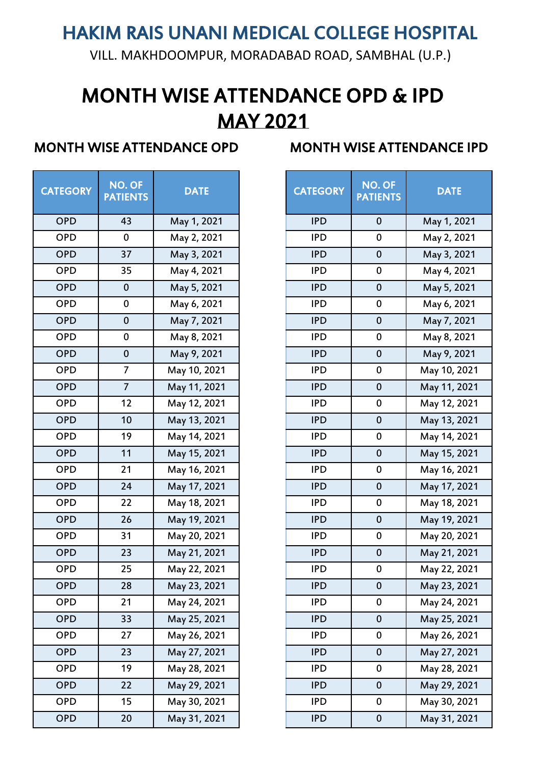# HAKIM RAIS UNANI MEDICAL COLLEGE HOSPITAL

VILL. MAKHDOOMPUR, MORADABAD ROAD, SAMBHAL (U.P.)

# MONTH WISE ATTENDANCE OPD & IPD

# MAY 2021

## MONTH WISE ATTENDANCE OPD

| CATEGORY | NO. OF PATIENTS | DATE |
|---|---|---|
| OPD | 43 | May 1, 2021 |
| OPD | 0 | May 2, 2021 |
| OPD | 37 | May 3, 2021 |
| OPD | 35 | May 4, 2021 |
| OPD | 0 | May 5, 2021 |
| OPD | 0 | May 6, 2021 |
| OPD | 0 | May 7, 2021 |
| OPD | 0 | May 8, 2021 |
| OPD | 0 | May 9, 2021 |
| OPD | 7 | May 10, 2021 |
| OPD | 7 | May 11, 2021 |
| OPD | 12 | May 12, 2021 |
| OPD | 10 | May 13, 2021 |
| OPD | 19 | May 14, 2021 |
| OPD | 11 | May 15, 2021 |
| OPD | 21 | May 16, 2021 |
| OPD | 24 | May 17, 2021 |
| OPD | 22 | May 18, 2021 |
| OPD | 26 | May 19, 2021 |
| OPD | 31 | May 20, 2021 |
| OPD | 23 | May 21, 2021 |
| OPD | 25 | May 22, 2021 |
| OPD | 28 | May 23, 2021 |
| OPD | 21 | May 24, 2021 |
| OPD | 33 | May 25, 2021 |
| OPD | 27 | May 26, 2021 |
| OPD | 23 | May 27, 2021 |
| OPD | 19 | May 28, 2021 |
| OPD | 22 | May 29, 2021 |
| OPD | 15 | May 30, 2021 |
| OPD | 20 | May 31, 2021 |

## MONTH WISE ATTENDANCE IPD

| CATEGORY | NO. OF PATIENTS | DATE |
|---|---|---|
| IPD | 0 | May 1, 2021 |
| IPD | 0 | May 2, 2021 |
| IPD | 0 | May 3, 2021 |
| IPD | 0 | May 4, 2021 |
| IPD | 0 | May 5, 2021 |
| IPD | 0 | May 6, 2021 |
| IPD | 0 | May 7, 2021 |
| IPD | 0 | May 8, 2021 |
| IPD | 0 | May 9, 2021 |
| IPD | 0 | May 10, 2021 |
| IPD | 0 | May 11, 2021 |
| IPD | 0 | May 12, 2021 |
| IPD | 0 | May 13, 2021 |
| IPD | 0 | May 14, 2021 |
| IPD | 0 | May 15, 2021 |
| IPD | 0 | May 16, 2021 |
| IPD | 0 | May 17, 2021 |
| IPD | 0 | May 18, 2021 |
| IPD | 0 | May 19, 2021 |
| IPD | 0 | May 20, 2021 |
| IPD | 0 | May 21, 2021 |
| IPD | 0 | May 22, 2021 |
| IPD | 0 | May 23, 2021 |
| IPD | 0 | May 24, 2021 |
| IPD | 0 | May 25, 2021 |
| IPD | 0 | May 26, 2021 |
| IPD | 0 | May 27, 2021 |
| IPD | 0 | May 28, 2021 |
| IPD | 0 | May 29, 2021 |
| IPD | 0 | May 30, 2021 |
| IPD | 0 | May 31, 2021 |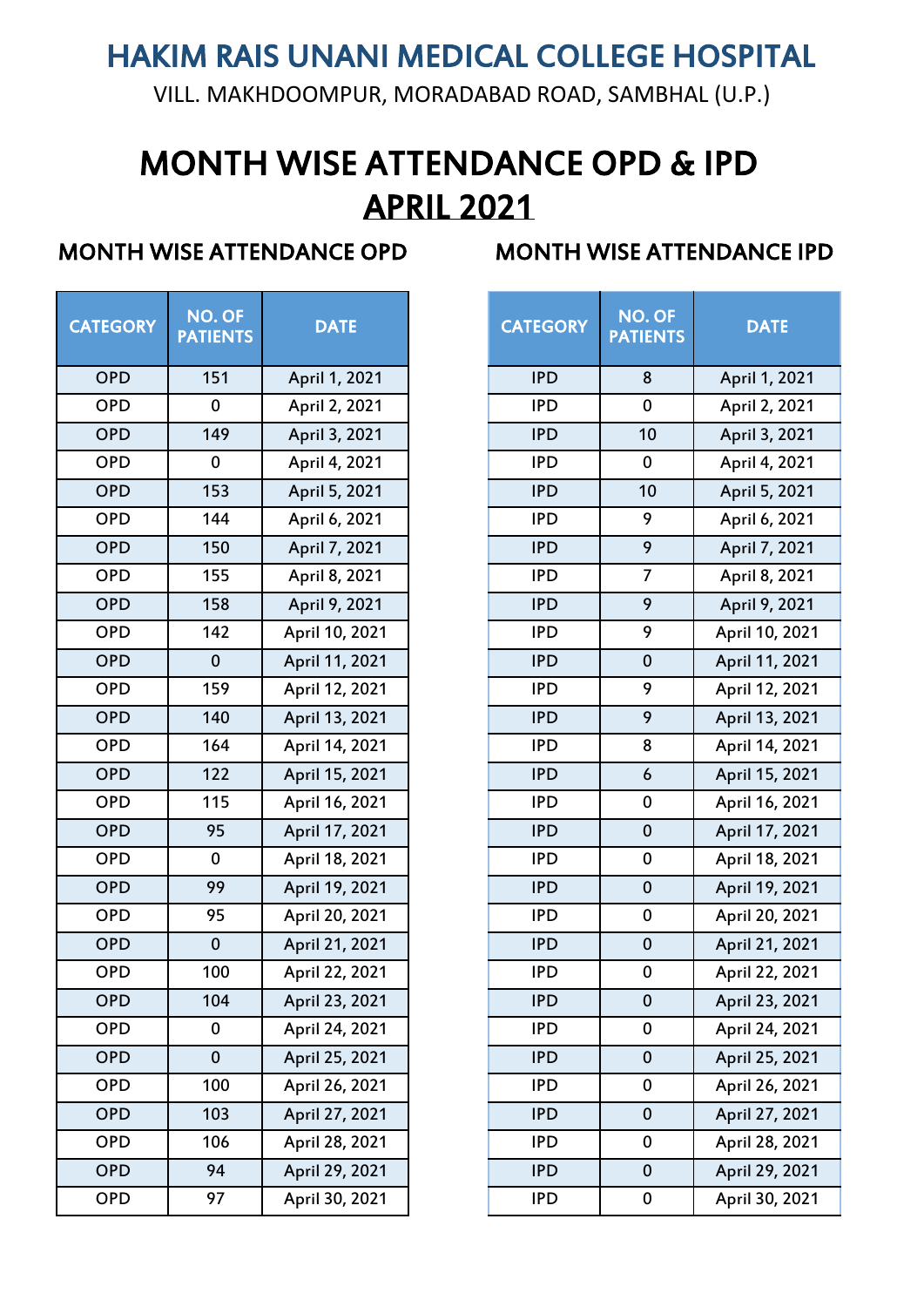# HAKIM RAIS UNANI MEDICAL COLLEGE HOSPITAL

VILL. MAKHDOOMPUR, MORADABAD ROAD, SAMBHAL (U.P.)

# MONTH WISE ATTENDANCE OPD & IPD

## APRIL 2021

### MONTH WISE ATTENDANCE OPD

| CATEGORY | NO. OF PATIENTS | DATE |
|---|---|---|
| OPD | 151 | April 1, 2021 |
| OPD | 0 | April 2, 2021 |
| OPD | 149 | April 3, 2021 |
| OPD | 0 | April 4, 2021 |
| OPD | 153 | April 5, 2021 |
| OPD | 144 | April 6, 2021 |
| OPD | 150 | April 7, 2021 |
| OPD | 155 | April 8, 2021 |
| OPD | 158 | April 9, 2021 |
| OPD | 142 | April 10, 2021 |
| OPD | 0 | April 11, 2021 |
| OPD | 159 | April 12, 2021 |
| OPD | 140 | April 13, 2021 |
| OPD | 164 | April 14, 2021 |
| OPD | 122 | April 15, 2021 |
| OPD | 115 | April 16, 2021 |
| OPD | 95 | April 17, 2021 |
| OPD | 0 | April 18, 2021 |
| OPD | 99 | April 19, 2021 |
| OPD | 95 | April 20, 2021 |
| OPD | 0 | April 21, 2021 |
| OPD | 100 | April 22, 2021 |
| OPD | 104 | April 23, 2021 |
| OPD | 0 | April 24, 2021 |
| OPD | 0 | April 25, 2021 |
| OPD | 100 | April 26, 2021 |
| OPD | 103 | April 27, 2021 |
| OPD | 106 | April 28, 2021 |
| OPD | 94 | April 29, 2021 |
| OPD | 97 | April 30, 2021 |

### MONTH WISE ATTENDANCE IPD

| CATEGORY | NO. OF PATIENTS | DATE |
|---|---|---|
| IPD | 8 | April 1, 2021 |
| IPD | 0 | April 2, 2021 |
| IPD | 10 | April 3, 2021 |
| IPD | 0 | April 4, 2021 |
| IPD | 10 | April 5, 2021 |
| IPD | 9 | April 6, 2021 |
| IPD | 9 | April 7, 2021 |
| IPD | 7 | April 8, 2021 |
| IPD | 9 | April 9, 2021 |
| IPD | 9 | April 10, 2021 |
| IPD | 0 | April 11, 2021 |
| IPD | 9 | April 12, 2021 |
| IPD | 9 | April 13, 2021 |
| IPD | 8 | April 14, 2021 |
| IPD | 6 | April 15, 2021 |
| IPD | 0 | April 16, 2021 |
| IPD | 0 | April 17, 2021 |
| IPD | 0 | April 18, 2021 |
| IPD | 0 | April 19, 2021 |
| IPD | 0 | April 20, 2021 |
| IPD | 0 | April 21, 2021 |
| IPD | 0 | April 22, 2021 |
| IPD | 0 | April 23, 2021 |
| IPD | 0 | April 24, 2021 |
| IPD | 0 | April 25, 2021 |
| IPD | 0 | April 26, 2021 |
| IPD | 0 | April 27, 2021 |
| IPD | 0 | April 28, 2021 |
| IPD | 0 | April 29, 2021 |
| IPD | 0 | April 30, 2021 |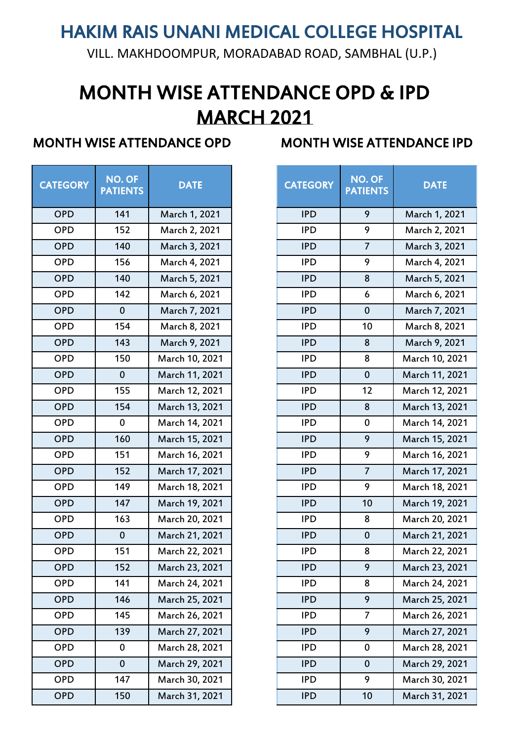# HAKIM RAIS UNANI MEDICAL COLLEGE HOSPITAL

VILL. MAKHDOOMPUR, MORADABAD ROAD, SAMBHAL (U.P.)

# MONTH WISE ATTENDANCE OPD & IPD

# MARCH 2021

## MONTH WISE ATTENDANCE OPD

| CATEGORY | NO. OF PATIENTS | DATE |
|---|---|---|
| OPD | 141 | March 1, 2021 |
| OPD | 152 | March 2, 2021 |
| OPD | 140 | March 3, 2021 |
| OPD | 156 | March 4, 2021 |
| OPD | 140 | March 5, 2021 |
| OPD | 142 | March 6, 2021 |
| OPD | 0 | March 7, 2021 |
| OPD | 154 | March 8, 2021 |
| OPD | 143 | March 9, 2021 |
| OPD | 150 | March 10, 2021 |
| OPD | 0 | March 11, 2021 |
| OPD | 155 | March 12, 2021 |
| OPD | 154 | March 13, 2021 |
| OPD | 0 | March 14, 2021 |
| OPD | 160 | March 15, 2021 |
| OPD | 151 | March 16, 2021 |
| OPD | 152 | March 17, 2021 |
| OPD | 149 | March 18, 2021 |
| OPD | 147 | March 19, 2021 |
| OPD | 163 | March 20, 2021 |
| OPD | 0 | March 21, 2021 |
| OPD | 151 | March 22, 2021 |
| OPD | 152 | March 23, 2021 |
| OPD | 141 | March 24, 2021 |
| OPD | 146 | March 25, 2021 |
| OPD | 145 | March 26, 2021 |
| OPD | 139 | March 27, 2021 |
| OPD | 0 | March 28, 2021 |
| OPD | 0 | March 29, 2021 |
| OPD | 147 | March 30, 2021 |
| OPD | 150 | March 31, 2021 |

## MONTH WISE ATTENDANCE IPD

| CATEGORY | NO. OF PATIENTS | DATE |
|---|---|---|
| IPD | 9 | March 1, 2021 |
| IPD | 9 | March 2, 2021 |
| IPD | 7 | March 3, 2021 |
| IPD | 9 | March 4, 2021 |
| IPD | 8 | March 5, 2021 |
| IPD | 6 | March 6, 2021 |
| IPD | 0 | March 7, 2021 |
| IPD | 10 | March 8, 2021 |
| IPD | 8 | March 9, 2021 |
| IPD | 8 | March 10, 2021 |
| IPD | 0 | March 11, 2021 |
| IPD | 12 | March 12, 2021 |
| IPD | 8 | March 13, 2021 |
| IPD | 0 | March 14, 2021 |
| IPD | 9 | March 15, 2021 |
| IPD | 9 | March 16, 2021 |
| IPD | 7 | March 17, 2021 |
| IPD | 9 | March 18, 2021 |
| IPD | 10 | March 19, 2021 |
| IPD | 8 | March 20, 2021 |
| IPD | 0 | March 21, 2021 |
| IPD | 8 | March 22, 2021 |
| IPD | 9 | March 23, 2021 |
| IPD | 8 | March 24, 2021 |
| IPD | 9 | March 25, 2021 |
| IPD | 7 | March 26, 2021 |
| IPD | 9 | March 27, 2021 |
| IPD | 0 | March 28, 2021 |
| IPD | 0 | March 29, 2021 |
| IPD | 9 | March 30, 2021 |
| IPD | 10 | March 31, 2021 |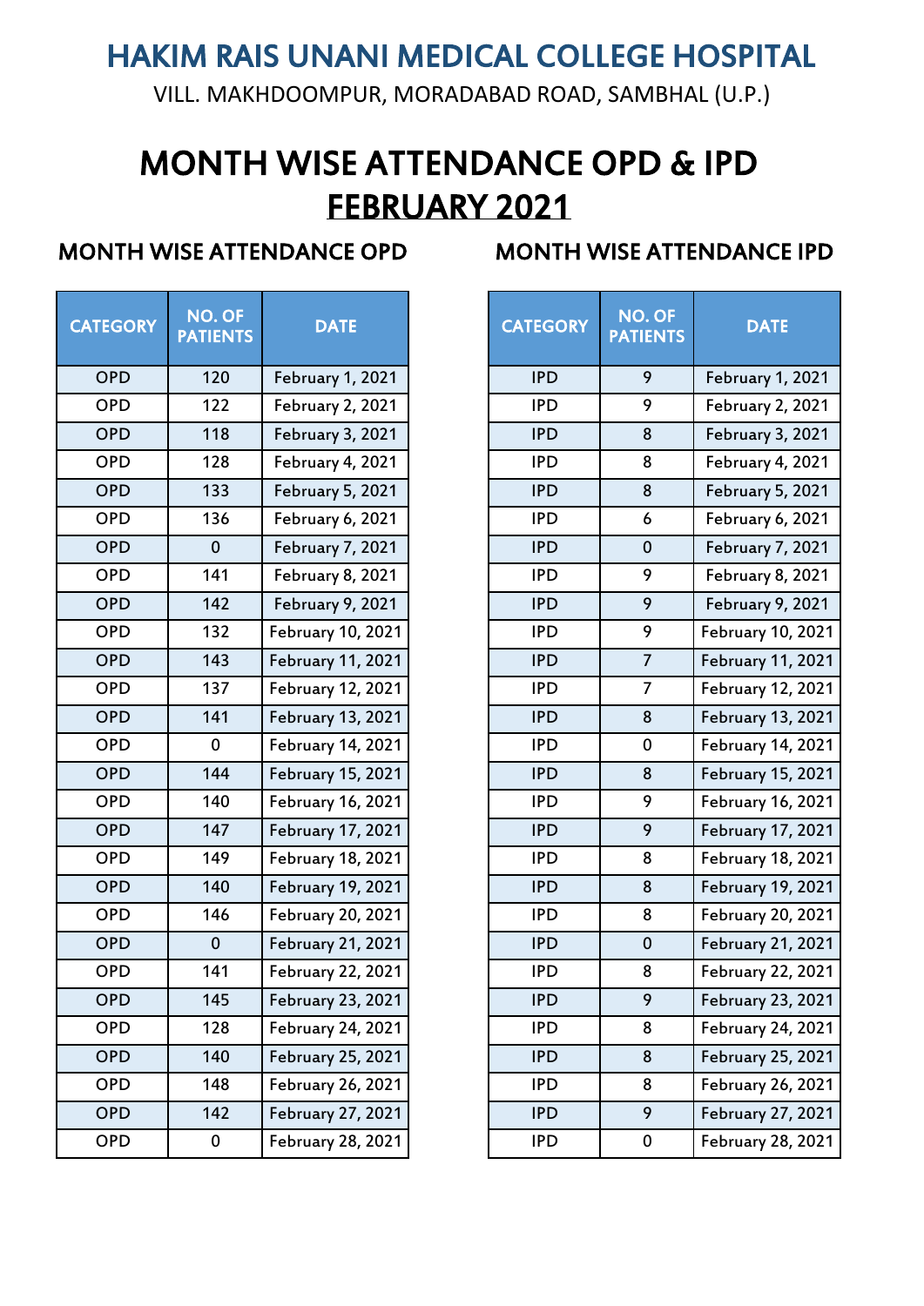# HAKIM RAIS UNANI MEDICAL COLLEGE HOSPITAL

VILL. MAKHDOOMPUR, MORADABAD ROAD, SAMBHAL (U.P.)

# MONTH WISE ATTENDANCE OPD & IPD

## FEBRUARY 2021

### MONTH WISE ATTENDANCE OPD

| CATEGORY | NO. OF PATIENTS | DATE |
|---|---|---|
| OPD | 120 | February 1, 2021 |
| OPD | 122 | February 2, 2021 |
| OPD | 118 | February 3, 2021 |
| OPD | 128 | February 4, 2021 |
| OPD | 133 | February 5, 2021 |
| OPD | 136 | February 6, 2021 |
| OPD | 0 | February 7, 2021 |
| OPD | 141 | February 8, 2021 |
| OPD | 142 | February 9, 2021 |
| OPD | 132 | February 10, 2021 |
| OPD | 143 | February 11, 2021 |
| OPD | 137 | February 12, 2021 |
| OPD | 141 | February 13, 2021 |
| OPD | 0 | February 14, 2021 |
| OPD | 144 | February 15, 2021 |
| OPD | 140 | February 16, 2021 |
| OPD | 147 | February 17, 2021 |
| OPD | 149 | February 18, 2021 |
| OPD | 140 | February 19, 2021 |
| OPD | 146 | February 20, 2021 |
| OPD | 0 | February 21, 2021 |
| OPD | 141 | February 22, 2021 |
| OPD | 145 | February 23, 2021 |
| OPD | 128 | February 24, 2021 |
| OPD | 140 | February 25, 2021 |
| OPD | 148 | February 26, 2021 |
| OPD | 142 | February 27, 2021 |
| OPD | 0 | February 28, 2021 |

### MONTH WISE ATTENDANCE IPD

| CATEGORY | NO. OF PATIENTS | DATE |
|---|---|---|
| IPD | 9 | February 1, 2021 |
| IPD | 9 | February 2, 2021 |
| IPD | 8 | February 3, 2021 |
| IPD | 8 | February 4, 2021 |
| IPD | 8 | February 5, 2021 |
| IPD | 6 | February 6, 2021 |
| IPD | 0 | February 7, 2021 |
| IPD | 9 | February 8, 2021 |
| IPD | 9 | February 9, 2021 |
| IPD | 9 | February 10, 2021 |
| IPD | 7 | February 11, 2021 |
| IPD | 7 | February 12, 2021 |
| IPD | 8 | February 13, 2021 |
| IPD | 0 | February 14, 2021 |
| IPD | 8 | February 15, 2021 |
| IPD | 9 | February 16, 2021 |
| IPD | 9 | February 17, 2021 |
| IPD | 8 | February 18, 2021 |
| IPD | 8 | February 19, 2021 |
| IPD | 8 | February 20, 2021 |
| IPD | 0 | February 21, 2021 |
| IPD | 8 | February 22, 2021 |
| IPD | 9 | February 23, 2021 |
| IPD | 8 | February 24, 2021 |
| IPD | 8 | February 25, 2021 |
| IPD | 8 | February 26, 2021 |
| IPD | 9 | February 27, 2021 |
| IPD | 0 | February 28, 2021 |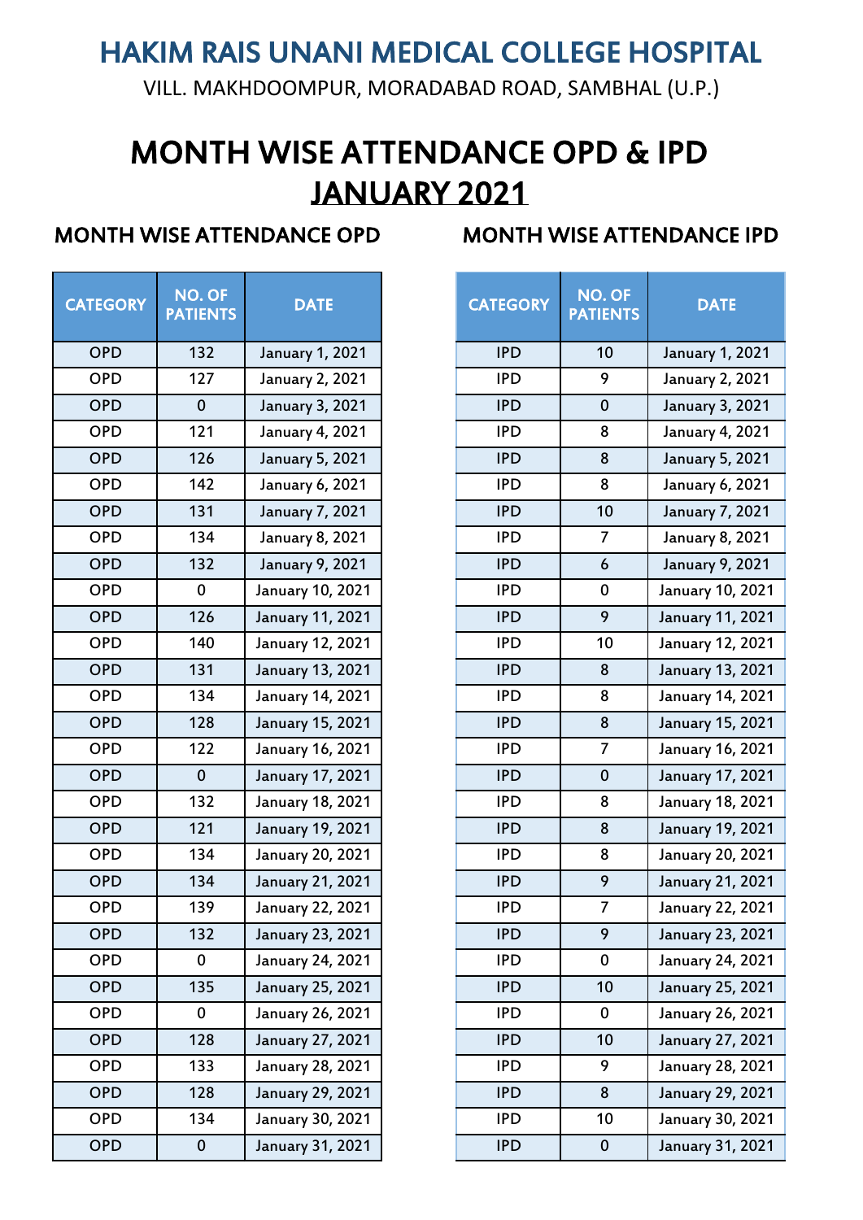# HAKIM RAIS UNANI MEDICAL COLLEGE HOSPITAL

VILL. MAKHDOOMPUR, MORADABAD ROAD, SAMBHAL (U.P.)

# MONTH WISE ATTENDANCE OPD & IPD

# JANUARY 2021

## MONTH WISE ATTENDANCE OPD

| CATEGORY | NO. OF PATIENTS | DATE |
|---|---|---|
| OPD | 132 | January 1, 2021 |
| OPD | 127 | January 2, 2021 |
| OPD | 0 | January 3, 2021 |
| OPD | 121 | January 4, 2021 |
| OPD | 126 | January 5, 2021 |
| OPD | 142 | January 6, 2021 |
| OPD | 131 | January 7, 2021 |
| OPD | 134 | January 8, 2021 |
| OPD | 132 | January 9, 2021 |
| OPD | 0 | January 10, 2021 |
| OPD | 126 | January 11, 2021 |
| OPD | 140 | January 12, 2021 |
| OPD | 131 | January 13, 2021 |
| OPD | 134 | January 14, 2021 |
| OPD | 128 | January 15, 2021 |
| OPD | 122 | January 16, 2021 |
| OPD | 0 | January 17, 2021 |
| OPD | 132 | January 18, 2021 |
| OPD | 121 | January 19, 2021 |
| OPD | 134 | January 20, 2021 |
| OPD | 134 | January 21, 2021 |
| OPD | 139 | January 22, 2021 |
| OPD | 132 | January 23, 2021 |
| OPD | 0 | January 24, 2021 |
| OPD | 135 | January 25, 2021 |
| OPD | 0 | January 26, 2021 |
| OPD | 128 | January 27, 2021 |
| OPD | 133 | January 28, 2021 |
| OPD | 128 | January 29, 2021 |
| OPD | 134 | January 30, 2021 |
| OPD | 0 | January 31, 2021 |

## MONTH WISE ATTENDANCE IPD

| CATEGORY | NO. OF PATIENTS | DATE |
|---|---|---|
| IPD | 10 | January 1, 2021 |
| IPD | 9 | January 2, 2021 |
| IPD | 0 | January 3, 2021 |
| IPD | 8 | January 4, 2021 |
| IPD | 8 | January 5, 2021 |
| IPD | 8 | January 6, 2021 |
| IPD | 10 | January 7, 2021 |
| IPD | 7 | January 8, 2021 |
| IPD | 6 | January 9, 2021 |
| IPD | 0 | January 10, 2021 |
| IPD | 9 | January 11, 2021 |
| IPD | 10 | January 12, 2021 |
| IPD | 8 | January 13, 2021 |
| IPD | 8 | January 14, 2021 |
| IPD | 8 | January 15, 2021 |
| IPD | 7 | January 16, 2021 |
| IPD | 0 | January 17, 2021 |
| IPD | 8 | January 18, 2021 |
| IPD | 8 | January 19, 2021 |
| IPD | 8 | January 20, 2021 |
| IPD | 9 | January 21, 2021 |
| IPD | 7 | January 22, 2021 |
| IPD | 9 | January 23, 2021 |
| IPD | 0 | January 24, 2021 |
| IPD | 10 | January 25, 2021 |
| IPD | 0 | January 26, 2021 |
| IPD | 10 | January 27, 2021 |
| IPD | 9 | January 28, 2021 |
| IPD | 8 | January 29, 2021 |
| IPD | 10 | January 30, 2021 |
| IPD | 0 | January 31, 2021 |